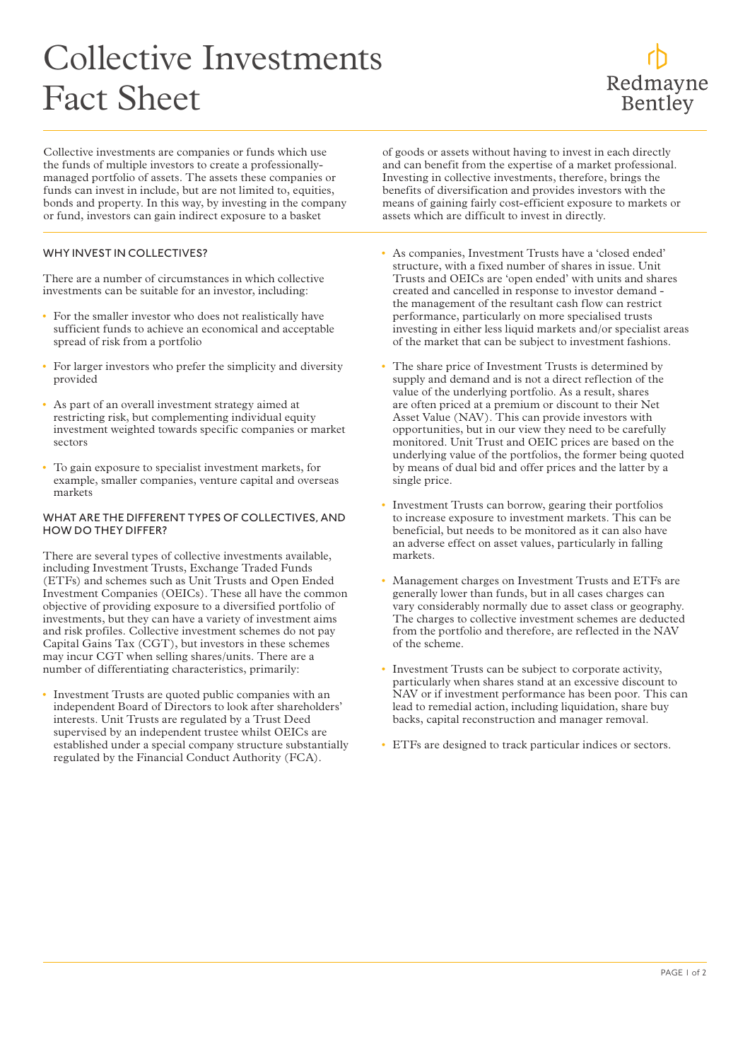# Collective Investments Fact Sheet

Redmayne Bentley

Collective investments are companies or funds which use the funds of multiple investors to create a professionally-managed portfolio of assets. The assets these companies or funds can invest in include, but are not limited to, equities, bonds and property. In this way, by investing in the company or fund, investors can gain indirect exposure to a basket of goods or assets without having to invest in each directly and can benefit from the expertise of a market professional. Investing in collective investments, therefore, brings the benefits of diversification and provides investors with the means of gaining fairly cost-efficient exposure to markets or assets which are difficult to invest in directly.

## WHY INVEST IN COLLECTIVES?

There are a number of circumstances in which collective investments can be suitable for an investor, including:

- For the smaller investor who does not realistically have sufficient funds to achieve an economical and acceptable spread of risk from a portfolio
- For larger investors who prefer the simplicity and diversity provided
- As part of an overall investment strategy aimed at restricting risk, but complementing individual equity investment weighted towards specific companies or market sectors
- To gain exposure to specialist investment markets, for example, smaller companies, venture capital and overseas markets

## WHAT ARE THE DIFFERENT TYPES OF COLLECTIVES, AND HOW DO THEY DIFFER?

There are several types of collective investments available, including Investment Trusts, Exchange Traded Funds (ETFs) and schemes such as Unit Trusts and Open Ended Investment Companies (OEICs). These all have the common objective of providing exposure to a diversified portfolio of investments, but they can have a variety of investment aims and risk profiles. Collective investment schemes do not pay Capital Gains Tax (CGT), but investors in these schemes may incur CGT when selling shares/units. There are a number of differentiating characteristics, primarily:

- Investment Trusts are quoted public companies with an independent Board of Directors to look after shareholders' interests. Unit Trusts are regulated by a Trust Deed supervised by an independent trustee whilst OEICs are established under a special company structure substantially regulated by the Financial Conduct Authority (FCA).
- As companies, Investment Trusts have a 'closed ended' structure, with a fixed number of shares in issue. Unit Trusts and OEICs are 'open ended' with units and shares created and cancelled in response to investor demand - the management of the resultant cash flow can restrict performance, particularly on more specialised trusts investing in either less liquid markets and/or specialist areas of the market that can be subject to investment fashions.
- The share price of Investment Trusts is determined by supply and demand and is not a direct reflection of the value of the underlying portfolio. As a result, shares are often priced at a premium or discount to their Net Asset Value (NAV). This can provide investors with opportunities, but in our view they need to be carefully monitored. Unit Trust and OEIC prices are based on the underlying value of the portfolios, the former being quoted by means of dual bid and offer prices and the latter by a single price.
- Investment Trusts can borrow, gearing their portfolios to increase exposure to investment markets. This can be beneficial, but needs to be monitored as it can also have an adverse effect on asset values, particularly in falling markets.
- Management charges on Investment Trusts and ETFs are generally lower than funds, but in all cases charges can vary considerably normally due to asset class or geography. The charges to collective investment schemes are deducted from the portfolio and therefore, are reflected in the NAV of the scheme.
- Investment Trusts can be subject to corporate activity, particularly when shares stand at an excessive discount to NAV or if investment performance has been poor. This can lead to remedial action, including liquidation, share buy backs, capital reconstruction and manager removal.
- ETFs are designed to track particular indices or sectors.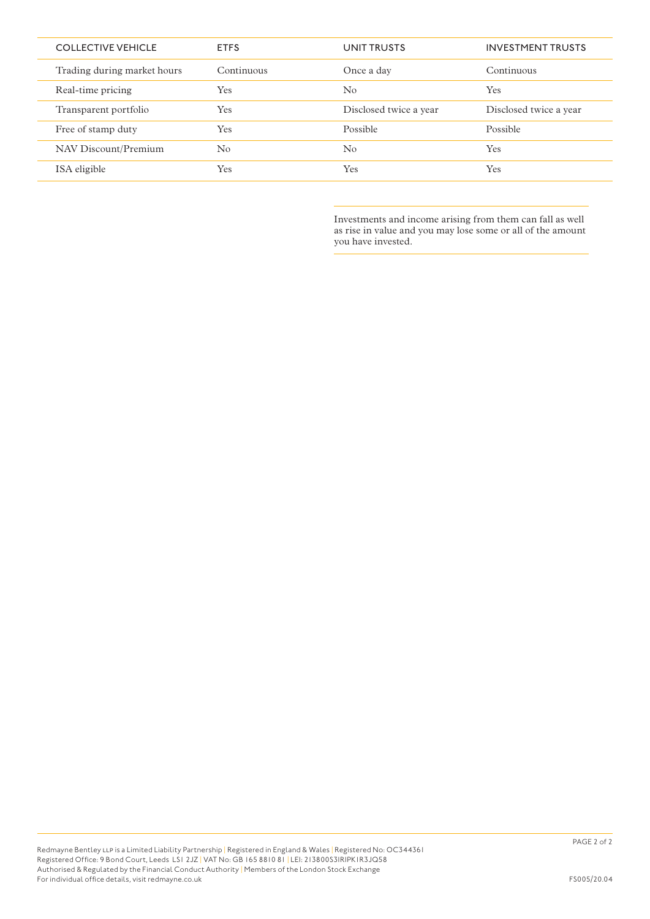| COLLECTIVE VEHICLE | ETFS | UNIT TRUSTS | INVESTMENT TRUSTS |
|---|---|---|---|
| Trading during market hours | Continuous | Once a day | Continuous |
| Real-time pricing | Yes | No | Yes |
| Transparent portfolio | Yes | Disclosed twice a year | Disclosed twice a year |
| Free of stamp duty | Yes | Possible | Possible |
| NAV Discount/Premium | No | No | Yes |
| ISA eligible | Yes | Yes | Yes |

Investments and income arising from them can fall as well as rise in value and you may lose some or all of the amount you have invested.

Redmayne Bentley LLP is a Limited Liability Partnership | Registered in England & Wales | Registered No: OC344361
Registered Office: 9 Bond Court, Leeds LS1 2JZ | VAT No: GB 165 8810 81 | LEI: 213800S3IRIPK1R3JQ58
Authorised & Regulated by the Financial Conduct Authority | Members of the London Stock Exchange
For individual office details, visit redmayne.co.uk

FS005/20.04